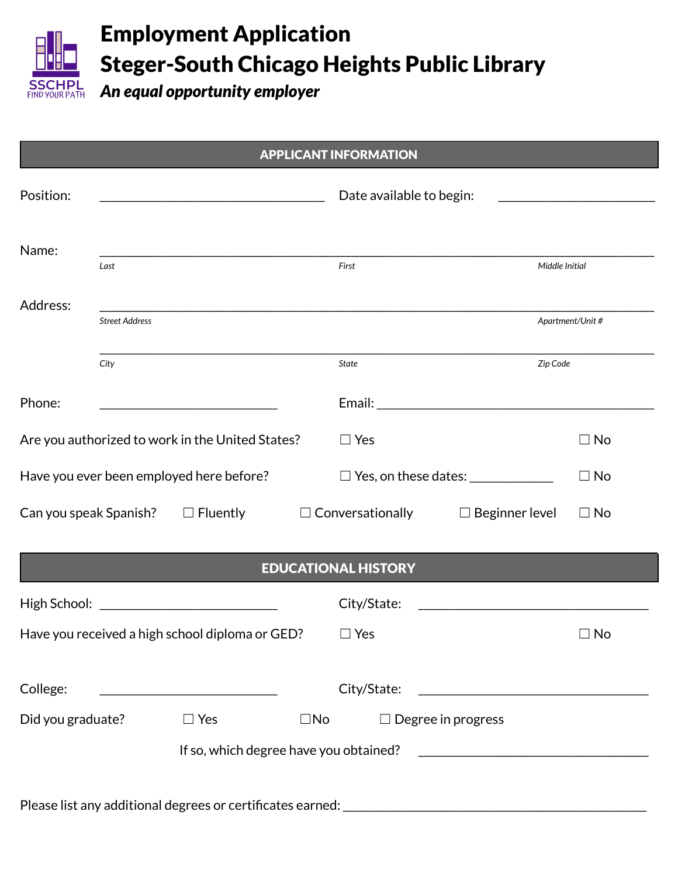SSCHPL
FIND YOUR PATH

# Employment Application
# Steger-South Chicago Heights Public Library

***An equal opportunity employer***

## APPLICANT INFORMATION

Position: ______________________________ Date available to begin: ____________________

Name: ____________________________________________________________________________
*Last* *First* *Middle Initial*

Address: __________________________________________________________________________
*Street Address* *Apartment/Unit #*

__________________________________________________________________________________
*City* *State* *Zip Code*

Phone: ______________________ Email: ____________________________________

Are you authorized to work in the United States? ☐ Yes ☐ No

Have you ever been employed here before? ☐ Yes, on these dates: ___________ ☐ No

Can you speak Spanish? ☐ Fluently ☐ Conversationally ☐ Beginner level ☐ No

## EDUCATIONAL HISTORY

High School: ______________________ City/State: ______________________________

Have you received a high school diploma or GED? ☐ Yes ☐ No

College: ______________________ City/State: ______________________________

Did you graduate? ☐ Yes ☐No ☐ Degree in progress

If so, which degree have you obtained? ______________________________

Please list any additional degrees or certificates earned: ______________________________________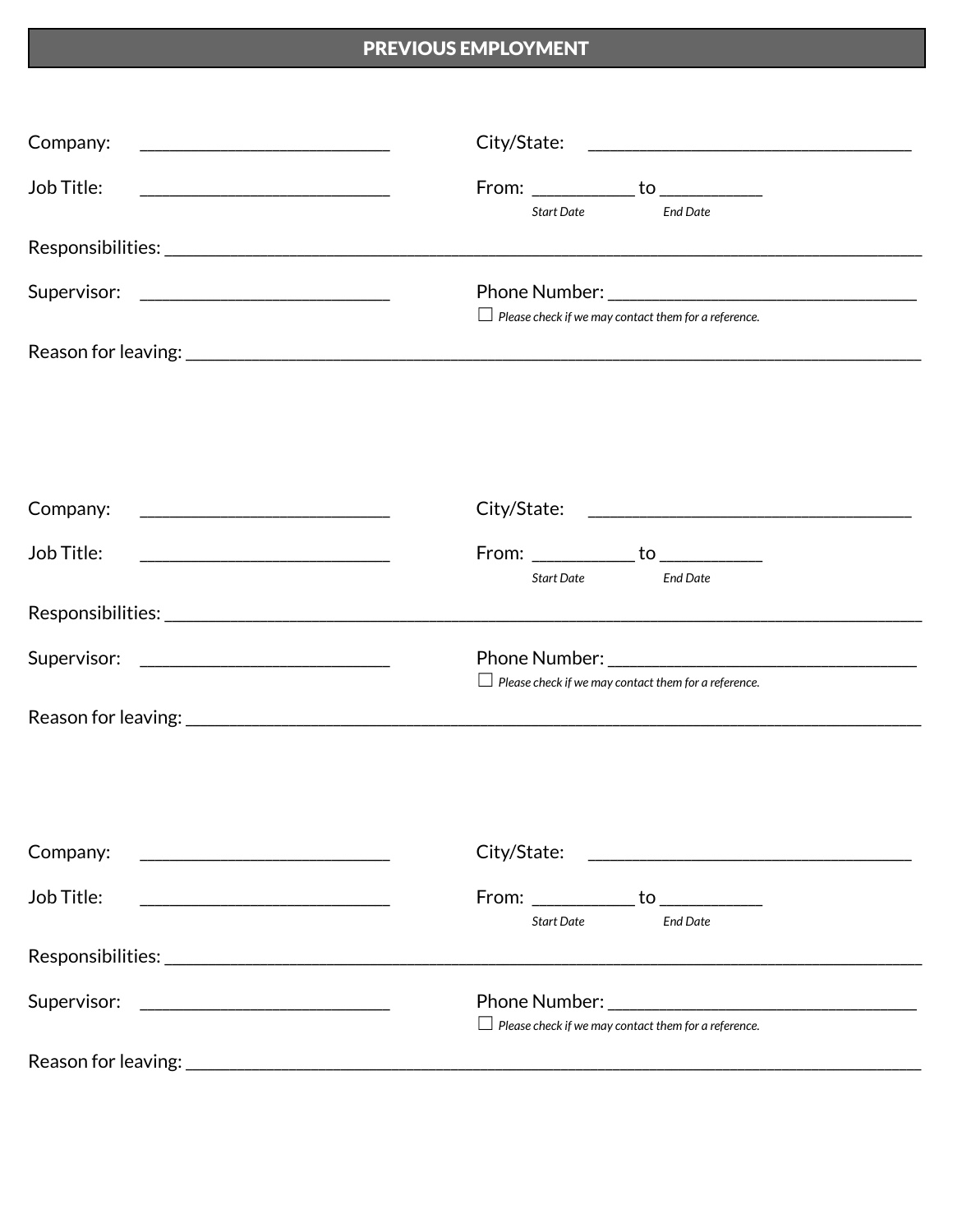## PREVIOUS EMPLOYMENT

Company: ___________________________ City/State: ___________________________________

Job Title: ___________________________ From: ___________ to ___________

*Start Date* *End Date*

Responsibilities: ___________________________________________________________________________________

Supervisor: ___________________________ Phone Number: __________________________________

☐ *Please check if we may contact them for a reference.*

Reason for leaving: _________________________________________________________________________________

Company: ___________________________ City/State: ___________________________________

Job Title: ___________________________ From: ___________ to ___________

*Start Date* *End Date*

Responsibilities: ___________________________________________________________________________________

Supervisor: ___________________________ Phone Number: __________________________________

☐ *Please check if we may contact them for a reference.*

Reason for leaving: _________________________________________________________________________________

Company: ___________________________ City/State: ___________________________________

Job Title: ___________________________ From: ___________ to ___________

*Start Date* *End Date*

Responsibilities: ___________________________________________________________________________________

Supervisor: ___________________________ Phone Number: __________________________________

☐ *Please check if we may contact them for a reference.*

Reason for leaving: _________________________________________________________________________________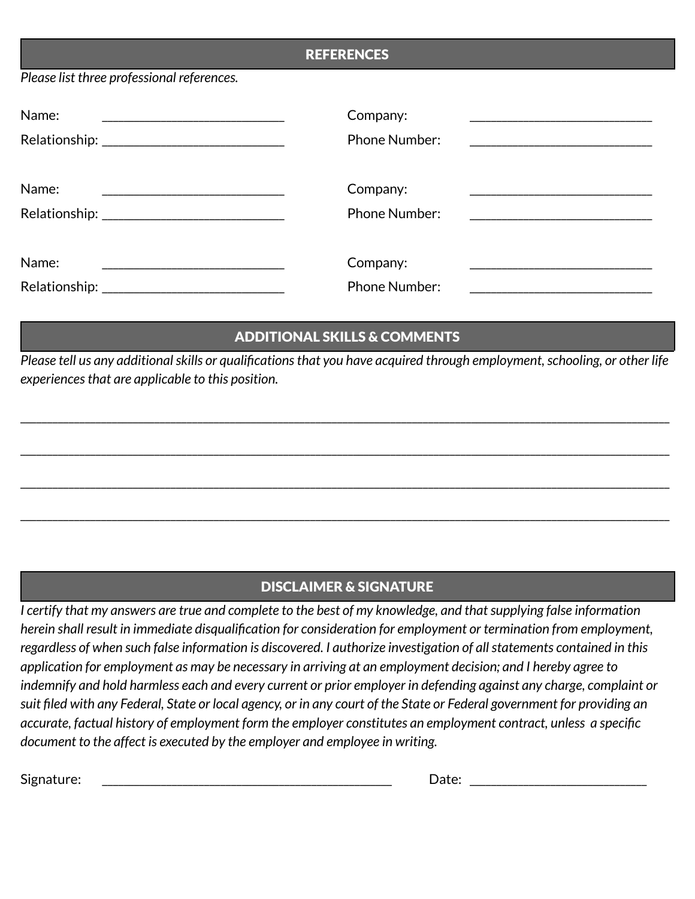## REFERENCES

*Please list three professional references.*

Name: ___________________________ Company: ___________________________

Relationship: ___________________________ Phone Number: ___________________________

Name: ___________________________ Company: ___________________________

Relationship: ___________________________ Phone Number: ___________________________

Name: ___________________________ Company: ___________________________

Relationship: ___________________________ Phone Number: ___________________________

## ADDITIONAL SKILLS & COMMENTS

*Please tell us any additional skills or qualifications that you have acquired through employment, schooling, or other life experiences that are applicable to this position.*

_______________________________________________________________________________________________

_______________________________________________________________________________________________

_______________________________________________________________________________________________

_______________________________________________________________________________________________

## DISCLAIMER & SIGNATURE

*I certify that my answers are true and complete to the best of my knowledge, and that supplying false information herein shall result in immediate disqualification for consideration for employment or termination from employment, regardless of when such false information is discovered. I authorize investigation of all statements contained in this application for employment as may be necessary in arriving at an employment decision; and I hereby agree to indemnify and hold harmless each and every current or prior employer in defending against any charge, complaint or suit filed with any Federal, State or local agency, or in any court of the State or Federal government for providing an accurate, factual history of employment form the employer constitutes an employment contract, unless a specific document to the affect is executed by the employer and employee in writing.*

Signature: ____________________________________________ Date: __________________________